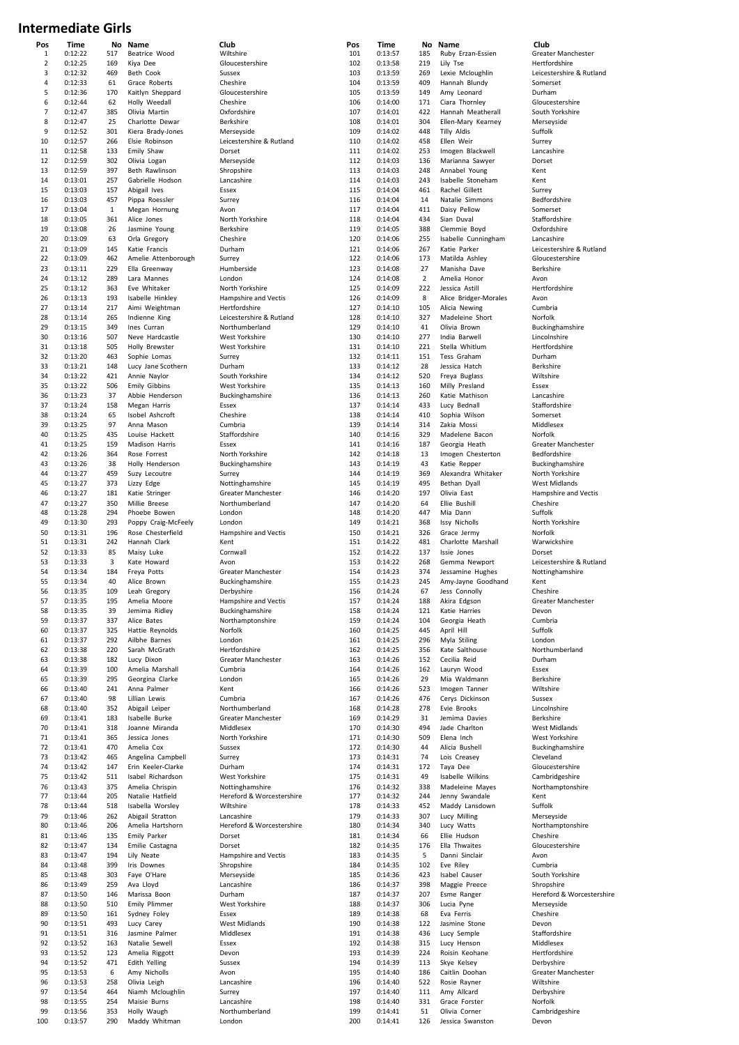# Intermediate Girls

| Pos | Time | No | Name | Club |
|---|---|---|---|---|
| 1 | 0:12:22 | 517 | Beatrice Wood | Wiltshire |
| 2 | 0:12:25 | 169 | Kiya Dee | Gloucestershire |
| 3 | 0:12:32 | 469 | Beth Cook | Sussex |
| 4 | 0:12:33 | 61 | Grace Roberts | Cheshire |
| 5 | 0:12:36 | 170 | Kaitlyn Sheppard | Gloucestershire |
| 6 | 0:12:44 | 62 | Holly Weedall | Cheshire |
| 7 | 0:12:47 | 385 | Olivia Martin | Oxfordshire |
| 8 | 0:12:47 | 25 | Charlotte Dewar | Berkshire |
| 9 | 0:12:52 | 301 | Kiera Brady-Jones | Merseyside |
| 10 | 0:12:57 | 266 | Elsie Robinson | Leicestershire & Rutland |
| 11 | 0:12:58 | 133 | Emily Shaw | Dorset |
| 12 | 0:12:59 | 302 | Olivia Logan | Merseyside |
| 13 | 0:12:59 | 397 | Beth Rawlinson | Shropshire |
| 14 | 0:13:01 | 257 | Gabrielle Hodson | Lancashire |
| 15 | 0:13:03 | 157 | Abigail Ives | Essex |
| 16 | 0:13:03 | 457 | Pippa Roessler | Surrey |
| 17 | 0:13:04 | 1 | Megan Hornung | Avon |
| 18 | 0:13:05 | 361 | Alice Jones | North Yorkshire |
| 19 | 0:13:08 | 26 | Jasmine Young | Berkshire |
| 20 | 0:13:09 | 63 | Orla Gregory | Cheshire |
| 21 | 0:13:09 | 145 | Katie Francis | Durham |
| 22 | 0:13:09 | 462 | Amelie Attenborough | Surrey |
| 23 | 0:13:11 | 229 | Ella Greenway | Humberside |
| 24 | 0:13:12 | 289 | Lara Mannes | London |
| 25 | 0:13:12 | 363 | Eve Whitaker | North Yorkshire |
| 26 | 0:13:13 | 193 | Isabelle Hinkley | Hampshire and Vectis |
| 27 | 0:13:14 | 217 | Aimi Weightman | Hertfordshire |
| 28 | 0:13:14 | 265 | Indienne King | Leicestershire & Rutland |
| 29 | 0:13:15 | 349 | Ines Curran | Northumberland |
| 30 | 0:13:16 | 507 | Neve Hardcastle | West Yorkshire |
| 31 | 0:13:18 | 505 | Holly Brewster | West Yorkshire |
| 32 | 0:13:20 | 463 | Sophie Lomas | Surrey |
| 33 | 0:13:21 | 148 | Lucy Jane Scothern | Durham |
| 34 | 0:13:22 | 421 | Annie Naylor | South Yorkshire |
| 35 | 0:13:22 | 506 | Emily Gibbins | West Yorkshire |
| 36 | 0:13:23 | 37 | Abbie Henderson | Buckinghamshire |
| 37 | 0:13:24 | 158 | Megan Harris | Essex |
| 38 | 0:13:24 | 65 | Isobel Ashcroft | Cheshire |
| 39 | 0:13:25 | 97 | Anna Mason | Cumbria |
| 40 | 0:13:25 | 435 | Louise Hackett | Staffordshire |
| 41 | 0:13:25 | 159 | Madison Harris | Essex |
| 42 | 0:13:26 | 364 | Rose Forrest | North Yorkshire |
| 43 | 0:13:26 | 38 | Holly Henderson | Buckinghamshire |
| 44 | 0:13:27 | 459 | Suzy Lecoutre | Surrey |
| 45 | 0:13:27 | 373 | Lizzy Edge | Nottinghamshire |
| 46 | 0:13:27 | 181 | Katie Stringer | Greater Manchester |
| 47 | 0:13:27 | 350 | Millie Breese | Northumberland |
| 48 | 0:13:28 | 294 | Phoebe Bowen | London |
| 49 | 0:13:30 | 293 | Poppy Craig-McFeely | London |
| 50 | 0:13:31 | 196 | Rose Chesterfield | Hampshire and Vectis |
| 51 | 0:13:31 | 242 | Hannah Clark | Kent |
| 52 | 0:13:33 | 85 | Maisy Luke | Cornwall |
| 53 | 0:13:33 | 3 | Kate Howard | Avon |
| 54 | 0:13:34 | 184 | Freya Potts | Greater Manchester |
| 55 | 0:13:34 | 40 | Alice Brown | Buckinghamshire |
| 56 | 0:13:35 | 109 | Leah Gregory | Derbyshire |
| 57 | 0:13:35 | 195 | Amelia Moore | Hampshire and Vectis |
| 58 | 0:13:35 | 39 | Jemima Ridley | Buckinghamshire |
| 59 | 0:13:37 | 337 | Alice Bates | Northamptonshire |
| 60 | 0:13:37 | 325 | Hattie Reynolds | Norfolk |
| 61 | 0:13:37 | 292 | Ailbhe Barnes | London |
| 62 | 0:13:38 | 220 | Sarah McGrath | Hertfordshire |
| 63 | 0:13:38 | 182 | Lucy Dixon | Greater Manchester |
| 64 | 0:13:39 | 100 | Amelia Marshall | Cumbria |
| 65 | 0:13:39 | 295 | Georgina Clarke | London |
| 66 | 0:13:40 | 241 | Anna Palmer | Kent |
| 67 | 0:13:40 | 98 | Lillian Lewis | Cumbria |
| 68 | 0:13:40 | 352 | Abigail Leiper | Northumberland |
| 69 | 0:13:41 | 183 | Isabelle Burke | Greater Manchester |
| 70 | 0:13:41 | 318 | Joanne Miranda | Middlesex |
| 71 | 0:13:41 | 365 | Jessica Jones | North Yorkshire |
| 72 | 0:13:41 | 470 | Amelia Cox | Sussex |
| 73 | 0:13:42 | 465 | Angelina Campbell | Surrey |
| 74 | 0:13:42 | 147 | Erin Keeler-Clarke | Durham |
| 75 | 0:13:42 | 511 | Isabel Richardson | West Yorkshire |
| 76 | 0:13:43 | 375 | Amelia Chrispin | Nottinghamshire |
| 77 | 0:13:44 | 205 | Natalie Hatfield | Hereford & Worcestershire |
| 78 | 0:13:44 | 518 | Isabella Worsley | Wiltshire |
| 79 | 0:13:46 | 262 | Abigail Stratton | Lancashire |
| 80 | 0:13:46 | 206 | Amelia Hartshorn | Hereford & Worcestershire |
| 81 | 0:13:46 | 135 | Emily Parker | Dorset |
| 82 | 0:13:47 | 134 | Emilie Castagna | Dorset |
| 83 | 0:13:47 | 194 | Lily Neate | Hampshire and Vectis |
| 84 | 0:13:48 | 399 | Iris Downes | Shropshire |
| 85 | 0:13:48 | 303 | Faye O'Hare | Merseyside |
| 86 | 0:13:49 | 259 | Ava Lloyd | Lancashire |
| 87 | 0:13:50 | 146 | Marissa Boon | Durham |
| 88 | 0:13:50 | 510 | Emily Plimmer | West Yorkshire |
| 89 | 0:13:50 | 161 | Sydney Foley | Essex |
| 90 | 0:13:51 | 493 | Lucy Carey | West Midlands |
| 91 | 0:13:51 | 316 | Jasmine Palmer | Middlesex |
| 92 | 0:13:52 | 163 | Natalie Sewell | Essex |
| 93 | 0:13:52 | 123 | Amelia Riggott | Devon |
| 94 | 0:13:52 | 471 | Edith Yelling | Sussex |
| 95 | 0:13:53 | 6 | Amy Nicholls | Avon |
| 96 | 0:13:53 | 258 | Olivia Leigh | Lancashire |
| 97 | 0:13:54 | 464 | Niamh Mcloughlin | Surrey |
| 98 | 0:13:55 | 254 | Maisie Burns | Lancashire |
| 99 | 0:13:56 | 353 | Holly Waugh | Northumberland |
| 100 | 0:13:57 | 290 | Maddy Whitman | London |
| 101 | 0:13:57 | 185 | Ruby Erzan-Essien | Greater Manchester |
| 102 | 0:13:58 | 219 | Lily Tse | Hertfordshire |
| 103 | 0:13:59 | 269 | Lexie Mcloughlin | Leicestershire & Rutland |
| 104 | 0:13:59 | 409 | Hannah Blundy | Somerset |
| 105 | 0:13:59 | 149 | Amy Leonard | Durham |
| 106 | 0:14:00 | 171 | Ciara Thornley | Gloucestershire |
| 107 | 0:14:01 | 422 | Hannah Meatherall | South Yorkshire |
| 108 | 0:14:01 | 304 | Ellen-Mary Kearney | Merseyside |
| 109 | 0:14:02 | 448 | Tilly Aldis | Suffolk |
| 110 | 0:14:02 | 458 | Ellen Weir | Surrey |
| 111 | 0:14:02 | 253 | Imogen Blackwell | Lancashire |
| 112 | 0:14:03 | 136 | Marianna Sawyer | Dorset |
| 113 | 0:14:03 | 248 | Annabel Young | Kent |
| 114 | 0:14:03 | 243 | Isabelle Stoneham | Kent |
| 115 | 0:14:04 | 461 | Rachel Gillett | Surrey |
| 116 | 0:14:04 | 14 | Natalie Simmons | Bedfordshire |
| 117 | 0:14:04 | 411 | Daisy Pellow | Somerset |
| 118 | 0:14:04 | 434 | Sian Duval | Staffordshire |
| 119 | 0:14:05 | 388 | Clemmie Boyd | Oxfordshire |
| 120 | 0:14:06 | 255 | Isabelle Cunningham | Lancashire |
| 121 | 0:14:06 | 267 | Katie Parker | Leicestershire & Rutland |
| 122 | 0:14:06 | 173 | Matilda Ashley | Gloucestershire |
| 123 | 0:14:08 | 27 | Manisha Dave | Berkshire |
| 124 | 0:14:08 | 2 | Amelia Honor | Avon |
| 125 | 0:14:09 | 222 | Jessica Astill | Hertfordshire |
| 126 | 0:14:09 | 8 | Alice Bridger-Morales | Avon |
| 127 | 0:14:10 | 105 | Alicia Newing | Cumbria |
| 128 | 0:14:10 | 327 | Madeleine Short | Norfolk |
| 129 | 0:14:10 | 41 | Olivia Brown | Buckinghamshire |
| 130 | 0:14:10 | 277 | India Barwell | Lincolnshire |
| 131 | 0:14:10 | 221 | Stella Whitlum | Hertfordshire |
| 132 | 0:14:11 | 151 | Tess Graham | Durham |
| 133 | 0:14:12 | 28 | Jessica Hatch | Berkshire |
| 134 | 0:14:12 | 520 | Freya Buglass | Wiltshire |
| 135 | 0:14:13 | 160 | Milly Presland | Essex |
| 136 | 0:14:13 | 260 | Katie Mathison | Lancashire |
| 137 | 0:14:14 | 433 | Lucy Bednall | Staffordshire |
| 138 | 0:14:14 | 410 | Sophia Wilson | Somerset |
| 139 | 0:14:14 | 314 | Zakia Mossi | Middlesex |
| 140 | 0:14:16 | 329 | Madelene Bacon | Norfolk |
| 141 | 0:14:16 | 187 | Georgia Heath | Greater Manchester |
| 142 | 0:14:18 | 13 | Imogen Chesterton | Bedfordshire |
| 143 | 0:14:19 | 43 | Katie Repper | Buckinghamshire |
| 144 | 0:14:19 | 369 | Alexandra Whitaker | North Yorkshire |
| 145 | 0:14:19 | 495 | Bethan Dyall | West Midlands |
| 146 | 0:14:20 | 197 | Olivia East | Hampshire and Vectis |
| 147 | 0:14:20 | 64 | Ellie Bushill | Cheshire |
| 148 | 0:14:20 | 447 | Mia Dann | Suffolk |
| 149 | 0:14:21 | 368 | Issy Nicholls | North Yorkshire |
| 150 | 0:14:21 | 326 | Grace Jermy | Norfolk |
| 151 | 0:14:22 | 481 | Charlotte Marshall | Warwickshire |
| 152 | 0:14:22 | 137 | Issie Jones | Dorset |
| 153 | 0:14:22 | 268 | Gemma Newport | Leicestershire & Rutland |
| 154 | 0:14:23 | 374 | Jessamine Hughes | Nottinghamshire |
| 155 | 0:14:23 | 245 | Amy-Jayne Goodhand | Kent |
| 156 | 0:14:24 | 67 | Jess Connolly | Cheshire |
| 157 | 0:14:24 | 188 | Akira Edgson | Greater Manchester |
| 158 | 0:14:24 | 121 | Katie Harries | Devon |
| 159 | 0:14:24 | 104 | Georgia Heath | Cumbria |
| 160 | 0:14:25 | 445 | April Hill | Suffolk |
| 161 | 0:14:25 | 296 | Myla Stiling | London |
| 162 | 0:14:25 | 356 | Kate Salthouse | Northumberland |
| 163 | 0:14:26 | 152 | Cecilia Reid | Durham |
| 164 | 0:14:26 | 162 | Lauryn Wood | Essex |
| 165 | 0:14:26 | 29 | Mia Waldmann | Berkshire |
| 166 | 0:14:26 | 523 | Imogen Tanner | Wiltshire |
| 167 | 0:14:26 | 476 | Cerys Dickinson | Sussex |
| 168 | 0:14:28 | 278 | Evie Brooks | Lincolnshire |
| 169 | 0:14:29 | 31 | Jemima Davies | Berkshire |
| 170 | 0:14:30 | 494 | Jade Charlton | West Midlands |
| 171 | 0:14:30 | 509 | Elena Inch | West Yorkshire |
| 172 | 0:14:30 | 44 | Alicia Bushell | Buckinghamshire |
| 173 | 0:14:31 | 74 | Lois Creasey | Cleveland |
| 174 | 0:14:31 | 172 | Taya Dee | Gloucestershire |
| 175 | 0:14:31 | 49 | Isabelle Wilkins | Cambridgeshire |
| 176 | 0:14:32 | 338 | Madeleine Mayes | Northamptonshire |
| 177 | 0:14:32 | 244 | Jenny Swandale | Kent |
| 178 | 0:14:33 | 452 | Maddy Lansdown | Suffolk |
| 179 | 0:14:33 | 307 | Lucy Milling | Merseyside |
| 180 | 0:14:34 | 340 | Lucy Watts | Northamptonshire |
| 181 | 0:14:34 | 66 | Ellie Hudson | Cheshire |
| 182 | 0:14:35 | 176 | Ella Thwaites | Gloucestershire |
| 183 | 0:14:35 | 5 | Danni Sinclair | Avon |
| 184 | 0:14:35 | 102 | Eve Riley | Cumbria |
| 185 | 0:14:36 | 423 | Isabel Causer | South Yorkshire |
| 186 | 0:14:37 | 398 | Maggie Preece | Shropshire |
| 187 | 0:14:37 | 207 | Esme Ranger | Hereford & Worcestershire |
| 188 | 0:14:37 | 306 | Lucia Pyne | Merseyside |
| 189 | 0:14:38 | 68 | Eva Ferris | Cheshire |
| 190 | 0:14:38 | 122 | Jasmine Stone | Devon |
| 191 | 0:14:38 | 436 | Lucy Semple | Staffordshire |
| 192 | 0:14:38 | 315 | Lucy Henson | Middlesex |
| 193 | 0:14:39 | 224 | Roisin Keohane | Hertfordshire |
| 194 | 0:14:39 | 113 | Skye Kelsey | Derbyshire |
| 195 | 0:14:40 | 186 | Caitlin Doohan | Greater Manchester |
| 196 | 0:14:40 | 522 | Rosie Rayner | Wiltshire |
| 197 | 0:14:40 | 111 | Amy Allcard | Derbyshire |
| 198 | 0:14:40 | 331 | Grace Forster | Norfolk |
| 199 | 0:14:41 | 51 | Olivia Corner | Cambridgeshire |
| 200 | 0:14:41 | 126 | Jessica Swanston | Devon |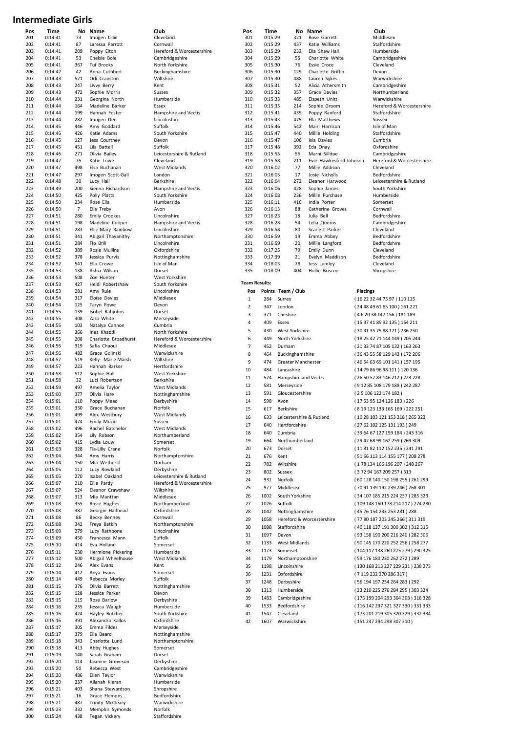# Intermediate Girls

| Pos | Time | No | Name | Club |
|---|---|---|---|---|
| 201 | 0:14:41 | 73 | Imogen Lillie | Cleveland |
| 202 | 0:14:41 | 87 | Laressa Parrott | Cornwall |
| 203 | 0:14:41 | 209 | Poppy Elton | Hereford & Worcestershire |
| 204 | 0:14:41 | 53 | Chelsie Bole | Cambridgeshire |
| 205 | 0:14:41 | 367 | Tui Brooks | North Yorkshire |
| 206 | 0:14:42 | 42 | Anna Cuthbert | Buckinghamshire |
| 207 | 0:14:43 | 521 | Orli Cranston | Wiltshire |
| 208 | 0:14:43 | 247 | Livvy Berry | Kent |
| 209 | 0:14:43 | 472 | Sophie Morris | Sussex |
| 210 | 0:14:44 | 231 | Georgina North | Humberside |
| 211 | 0:14:44 | 164 | Madeline Barker | Essex |
| 212 | 0:14:44 | 199 | Hannah Foster | Hampshire and Vectis |
| 213 | 0:14:44 | 282 | Imogen Dee | Lincolnshire |
| 214 | 0:14:45 | 446 | Amy Goddard | Suffolk |
| 215 | 0:14:45 | 426 | Katie Adams | South Yorkshire |
| 216 | 0:14:45 | 127 | Jess Courtney | Devon |
| 217 | 0:14:45 | 451 | Lila Battell | Suffolk |
| 218 | 0:14:46 | 271 | Olivia Bailey | Leicestershire & Rutland |
| 219 | 0:14:47 | 75 | Katie Lowe | Cleveland |
| 220 | 0:14:47 | 498 | Elsa Buchanan | West Midlands |
| 221 | 0:14:47 | 297 | Imogen Scott-Gall | London |
| 222 | 0:14:48 | 30 | Lucy Hall | Berkshire |
| 223 | 0:14:49 | 200 | Sienna Richardson | Hampshire and Vectis |
| 224 | 0:14:50 | 425 | Polly Platts | South Yorkshire |
| 225 | 0:14:50 | 234 | Rose Ella | Humberside |
| 226 | 0:14:50 | 7 | Ella Treby | Avon |
| 227 | 0:14:51 | 280 | Emily Crookes | Lincolnshire |
| 228 | 0:14:51 | 198 | Madeline Cooper | Hampshire and Vectis |
| 229 | 0:14:51 | 283 | Ellie-Mary Rainbow | Lincolnshire |
| 230 | 0:14:51 | 341 | Abigail Thayanithy | Northamptonshire |
| 231 | 0:14:51 | 284 | Flo Brill | Lincolnshire |
| 232 | 0:14:52 | 389 | Rosie Mullins | Oxfordshire |
| 233 | 0:14:52 | 378 | Jessica Purvis | Nottinghamshire |
| 234 | 0:14:52 | 541 | Ella Crowe | Isle of Man |
| 235 | 0:14:53 | 138 | Ashia Wilson | Dorset |
| 236 | 0:14:53 | 508 | Zoe Hunter | West Yorkshire |
| 237 | 0:14:53 | 427 | Heidi Robertshaw | South Yorkshire |
| 238 | 0:14:53 | 281 | Amy Rule | Lincolnshire |
| 239 | 0:14:54 | 317 | Eloise Davies | Middlesex |
| 240 | 0:14:54 | 125 | Taryn Powe | Devon |
| 241 | 0:14:55 | 139 | Isobel Rabjohns | Dorset |
| 242 | 0:14:55 | 308 | Zara White | Merseyside |
| 243 | 0:14:55 | 103 | Natalya Cannon | Cumbria |
| 244 | 0:14:55 | 366 | Inez Khaddi | North Yorkshire |
| 245 | 0:14:55 | 208 | Charlotte Broadhurst | Hereford & Worcestershire |
| 246 | 0:14:56 | 319 | Safia Chaoui | Middlesex |
| 247 | 0:14:56 | 482 | Grace Golinski | Warwickshire |
| 248 | 0:14:57 | 519 | Kelly- Marie Marsh | Wiltshire |
| 249 | 0:14:57 | 223 | Hannah Barker | Hertfordshire |
| 250 | 0:14:58 | 512 | Sophie Hall | West Yorkshire |
| 251 | 0:14:58 | 32 | Luci Robertson | Berkshire |
| 252 | 0:14:59 | 497 | Amelia Taylor | West Midlands |
| 253 | 0:15:00 | 377 | Olivia Hare | Nottinghamshire |
| 254 | 0:15:01 | 110 | Poppy Mead | Derbyshire |
| 255 | 0:15:01 | 330 | Grace Buchanan | Norfolk |
| 256 | 0:15:01 | 499 | Alex Westbury | West Midlands |
| 257 | 0:15:01 | 474 | Emily Muzio | Sussex |
| 258 | 0:15:02 | 496 | Rachel Batchelor | West Midlands |
| 259 | 0:15:02 | 354 | Lily Robson | Northumberland |
| 260 | 0:15:02 | 415 | Lydia Louw | Somerset |
| 261 | 0:15:03 | 328 | Tia-Lilly Crane | Norfolk |
| 262 | 0:15:04 | 344 | Amy Harris | Northamptonshire |
| 263 | 0:15:04 | 150 | Mia Wetherill | Durham |
| 264 | 0:15:05 | 112 | Lucy Rowland | Derbyshire |
| 265 | 0:15:05 | 270 | Isabel Oakland | Leicestershire & Rutland |
| 266 | 0:15:07 | 210 | Ellie Pardy | Hereford & Worcestershire |
| 267 | 0:15:07 | 524 | Eleanor Crawshaw | Wiltshire |
| 268 | 0:15:07 | 313 | Mia Manttan | Middlesex |
| 269 | 0:15:08 | 355 | Rosie Hughes | Northumberland |
| 270 | 0:15:08 | 387 | Georgie Halfhead | Oxfordshire |
| 271 | 0:15:08 | 86 | Becky Benney | Cornwall |
| 272 | 0:15:08 | 342 | Freya Batkin | Northamptonshire |
| 273 | 0:15:09 | 279 | Lucy Rathbone | Lincolnshire |
| 274 | 0:15:09 | 450 | Francesca Mann | Suffolk |
| 275 | 0:15:10 | 414 | Eva Holland | Somerset |
| 276 | 0:15:11 | 230 | Hermione Pickering | Humberside |
| 277 | 0:15:12 | 500 | Abigail Wheelhouse | West Midlands |
| 278 | 0:15:12 | 246 | Alex Evans | Kent |
| 279 | 0:15:14 | 412 | Anya Evans | Somerset |
| 280 | 0:15:14 | 449 | Rebecca Morley | Suffolk |
| 281 | 0:15:15 | 376 | Olivia Barrett | Nottinghamshire |
| 282 | 0:15:15 | 128 | Jessica Parker | Devon |
| 283 | 0:15:15 | 115 | Rose Barlow | Derbyshire |
| 284 | 0:15:16 | 235 | Jessica Waugh | Humberside |
| 285 | 0:15:16 | 424 | Hayley Butcher | South Yorkshire |
| 286 | 0:15:16 | 391 | Alexandra Kallos | Oxfordshire |
| 287 | 0:15:17 | 305 | Emma Fildes | Merseyside |
| 288 | 0:15:17 | 379 | Ella Beard | Nottinghamshire |
| 289 | 0:15:18 | 343 | Charlotte Lund | Northamptonshire |
| 290 | 0:15:18 | 413 | Abby Hughes | Somerset |
| 291 | 0:15:19 | 140 | Sarah Graham | Dorset |
| 292 | 0:15:20 | 114 | Jasmine Greveson | Derbyshire |
| 293 | 0:15:20 | 50 | Rebecca West | Cambridgeshire |
| 294 | 0:15:20 | 486 | Ellen Taylor | Warwickshire |
| 295 | 0:15:20 | 237 | Allanah Kieran | Humberside |
| 296 | 0:15:21 | 403 | Shana Stewardson | Shropshire |
| 297 | 0:15:21 | 16 | Grace Flemons | Bedfordshire |
| 298 | 0:15:21 | 487 | Trinity McCleary | Warwickshire |
| 299 | 0:15:23 | 332 | Memphis Symonds | Norfolk |
| 300 | 0:15:24 | 438 | Tegan Vickery | Staffordshire |
| 301 | 0:15:29 | 321 | Rose Garrett | Middlesex |
| 302 | 0:15:29 | 437 | Katie Williams | Staffordshire |
| 303 | 0:15:29 | 232 | Ella Shaw Hall | Humberside |
| 304 | 0:15:29 | 55 | Charlotte White | Cambridgeshire |
| 305 | 0:15:30 | 76 | Essie Croce | Cleveland |
| 306 | 0:15:30 | 129 | Charlotte Griffin | Devon |
| 307 | 0:15:30 | 488 | Lauren Sykes | Warwickshire |
| 308 | 0:15:31 | 52 | Alicia Athersmith | Cambridgeshire |
| 309 | 0:15:32 | 357 | Grace Davies | Northumberland |
| 310 | 0:15:33 | 485 | Elspeth Unitt | Warwickshire |
| 311 | 0:15:35 | 214 | Sophie Groom | Hereford & Worcestershire |
| 312 | 0:15:41 | 439 | Poppy Ranford | Staffordshire |
| 313 | 0:15:43 | 475 | Ella Matthews | Sussex |
| 314 | 0:15:46 | 542 | Mairi Harrison | Isle of Man |
| 315 | 0:15:47 | 440 | Millie Holding | Staffordshire |
| 316 | 0:15:47 | 106 | Isla Davies | Cumbria |
| 317 | 0:15:48 | 392 | Eda Onay | Oxfordshire |
| 318 | 0:15:55 | 56 | Marni Sillitoe | Cambridgeshire |
| 319 | 0:15:58 | 211 | Evie Hawkesford-Johnson | Hereford & Worcestershire |
| 320 | 0:16:02 | 77 | Millie Addison | Cleveland |
| 321 | 0:16:03 | 17 | Josie Nicholls | Bedfordshire |
| 322 | 0:16:04 | 272 | Eleanor Harwood | Leicestershire & Rutland |
| 323 | 0:16:06 | 428 | Sophie James | South Yorkshire |
| 324 | 0:16:08 | 236 | Millie Purchase | Humberside |
| 325 | 0:16:11 | 416 | India Porter | Somerset |
| 326 | 0:16:13 | 88 | Catherine Groves | Cornwall |
| 327 | 0:16:23 | 18 | Julia Bell | Bedfordshire |
| 328 | 0:16:28 | 54 | Lelia Querns | Cambridgeshire |
| 329 | 0:16:58 | 80 | Scarlett Parker | Cleveland |
| 330 | 0:16:59 | 19 | Emma Abbey | Bedfordshire |
| 331 | 0:16:59 | 20 | Millie Langford | Bedfordshire |
| 332 | 0:17:25 | 79 | Emily Dunn | Cleveland |
| 333 | 0:17:39 | 21 | Evelyn Maddison | Bedfordshire |
| 334 | 0:18:03 | 78 | Jess Lumley | Cleveland |
| 335 | 0:18:09 | 404 | Hollie Briscoe | Shropshire |

**Team Results:**

| Pos | Points | Team / Club | Placings |
|---|---|---|---|
| 1 | 284 | Surrey | ( 16 22 32 44 73 97 ) 110 115 |
| 2 | 347 | London | ( 24 48 49 61 65 100 ) 161 221 |
| 3 | 371 | Cheshire | ( 4 6 20 38 147 156 ) 181 189 |
| 4 | 409 | Essex | ( 15 37 41 89 92 135 ) 164 211 |
| 5 | 430 | West Yorkshire | ( 30 31 35 75 88 171 ) 236 250 |
| 6 | 449 | North Yorkshire | ( 18 25 42 71 144 149 ) 205 244 |
| 7 | 452 | Durham | ( 21 33 74 87 105 132 ) 163 263 |
| 8 | 464 | Buckinghamshire | ( 36 43 55 58 129 143 ) 172 206 |
| 9 | 474 | Greater Manchester | ( 46 54 63 69 101 141 ) 157 195 |
| 10 | 484 | Lancashire | ( 14 79 86 96 98 111 ) 120 136 |
| 11 | 574 | Hampshire and Vectis | ( 26 50 57 83 146 212 ) 223 228 |
| 12 | 581 | Merseyside | ( 9 12 85 108 179 188 ) 242 287 |
| 13 | 591 | Gloucestershire | ( 2 5 106 122 174 182 ) |
| 14 | 598 | Avon | ( 17 53 95 124 126 183 ) 226 |
| 15 | 617 | Berkshire | ( 8 19 123 133 165 169 ) 222 251 |
| 16 | 633 | Leicestershire & Rutland | ( 10 28 103 121 153 218 ) 265 322 |
| 17 | 640 | Hertfordshire | ( 27 62 102 125 131 193 ) 249 |
| 18 | 640 | Cumbria | ( 39 64 67 127 159 184 ) 243 316 |
| 19 | 664 | Northumberland | ( 29 47 68 99 162 259 ) 269 309 |
| 20 | 673 | Dorset | ( 11 81 82 112 152 235 ) 241 291 |
| 21 | 676 | Kent | ( 51 66 113 114 155 177 ) 208 278 |
| 22 | 782 | Wiltshire | ( 1 78 134 166 196 207 ) 248 267 |
| 23 | 802 | Sussex | ( 3 72 94 167 209 257 ) 313 |
| 24 | 931 | Norfolk | ( 60 128 140 150 198 255 ) 261 299 |
| 25 | 977 | Middlesex | ( 70 91 139 192 239 246 ) 268 301 |
| 26 | 1002 | South Yorkshire | ( 34 107 185 215 224 237 ) 285 323 |
| 27 | 1026 | Suffolk | ( 109 148 160 178 214 217 ) 274 280 |
| 28 | 1042 | Nottinghamshire | ( 45 76 154 233 253 281 ) 288 |
| 29 | 1058 | Hereford & Worcestershire | ( 77 80 187 203 245 266 ) 311 319 |
| 30 | 1088 | Staffordshire | ( 40 118 137 191 300 302 ) 312 315 |
| 31 | 1097 | Devon | ( 93 158 190 200 216 240 ) 282 306 |
| 32 | 1133 | West Midlands | ( 90 145 170 220 252 256 ) 258 277 |
| 33 | 1173 | Somerset | ( 104 117 138 260 275 279 ) 290 325 |
| 34 | 1179 | Northamptonshire | ( 59 176 180 230 262 272 ) 289 |
| 35 | 1198 | Lincolnshire | ( 130 168 213 227 229 231 ) 238 273 |
| 36 | 1231 | Oxfordshire | ( 7 119 232 270 286 317 ) |
| 37 | 1248 | Derbyshire | ( 56 194 197 254 264 283 ) 292 |
| 38 | 1313 | Humberside | ( 23 210 225 276 284 295 ) 303 324 |
| 39 | 1483 | Cambridgeshire | ( 175 199 204 293 304 308 ) 318 328 |
| 40 | 1533 | Bedfordshire | ( 116 142 297 321 327 330 ) 331 333 |
| 41 | 1547 | Cleveland | ( 173 201 219 305 320 329 ) 332 334 |
| 42 | 1607 | Warwickshire | ( 151 247 294 298 307 310 ) |